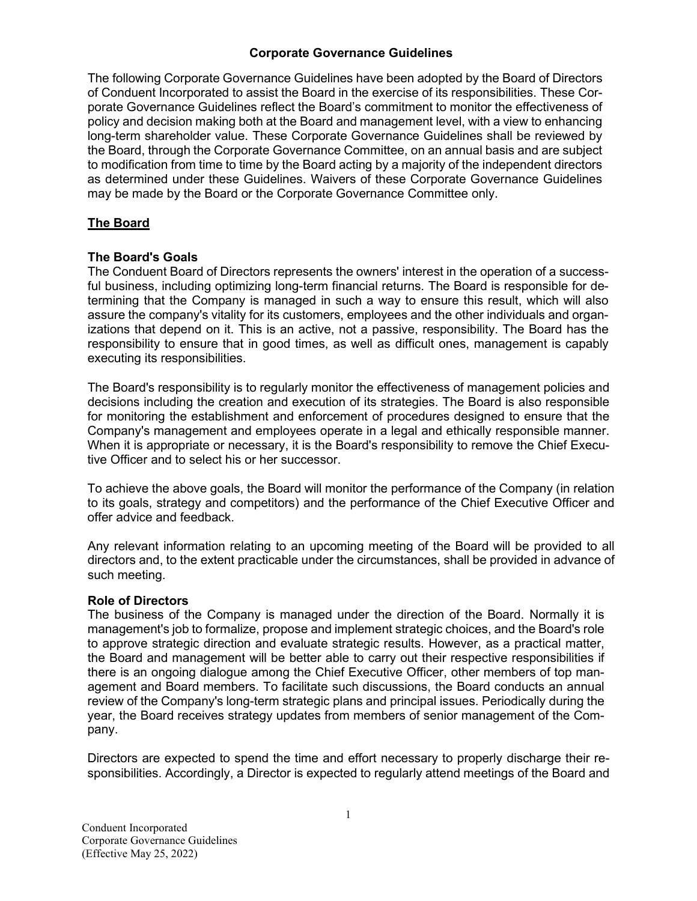# Corpor­ate Governance Guidelines

The following Corporate Governance Guidelines have been adopted by the Board of Directors of Conduent Incorporated to assist the Board in the exercise of its responsibilities. These Corporate Governance Guidelines reflect the Board's commitment to monitor the effectiveness of policy and decision making both at the Board and management level, with a view to enhancing long-term shareholder value. These Corporate Governance Guidelines shall be reviewed by the Board, through the Corporate Governance Committee, on an annual basis and are subject to modification from time to time by the Board acting by a majority of the independent directors as determined under these Guidelines. Waivers of these Corporate Governance Guidelines may be made by the Board or the Corporate Governance Committee only.

## The Board

### The Board's Goals

The Conduent Board of Directors represents the owners' interest in the operation of a successful business, including optimizing long-term financial returns. The Board is responsible for determining that the Company is managed in such a way to ensure this result, which will also assure the company's vitality for its customers, employees and the other individuals and organizations that depend on it. This is an active, not a passive, responsibility. The Board has the responsibility to ensure that in good times, as well as difficult ones, management is capably executing its responsibilities.

The Board's responsibility is to regularly monitor the effectiveness of management policies and decisions including the creation and execution of its strategies. The Board is also responsible for monitoring the establishment and enforcement of procedures designed to ensure that the Company's management and employees operate in a legal and ethically responsible manner. When it is appropriate or necessary, it is the Board's responsibility to remove the Chief Executive Officer and to select his or her successor.

To achieve the above goals, the Board will monitor the performance of the Company (in relation to its goals, strategy and competitors) and the performance of the Chief Executive Officer and offer advice and feedback.

Any relevant information relating to an upcoming meeting of the Board will be provided to all directors and, to the extent practicable under the circumstances, shall be provided in advance of such meeting.

### Role of Directors

The business of the Company is managed under the direction of the Board. Normally it is management's job to formalize, propose and implement strategic choices, and the Board's role to approve strategic direction and evaluate strategic results. However, as a practical matter, the Board and management will be better able to carry out their respective responsibilities if there is an ongoing dialogue among the Chief Executive Officer, other members of top management and Board members. To facilitate such discussions, the Board conducts an annual review of the Company's long-term strategic plans and principal issues. Periodically during the year, the Board receives strategy updates from members of senior management of the Company.

Directors are expected to spend the time and effort necessary to properly discharge their responsibilities. Accordingly, a Director is expected to regularly attend meetings of the Board and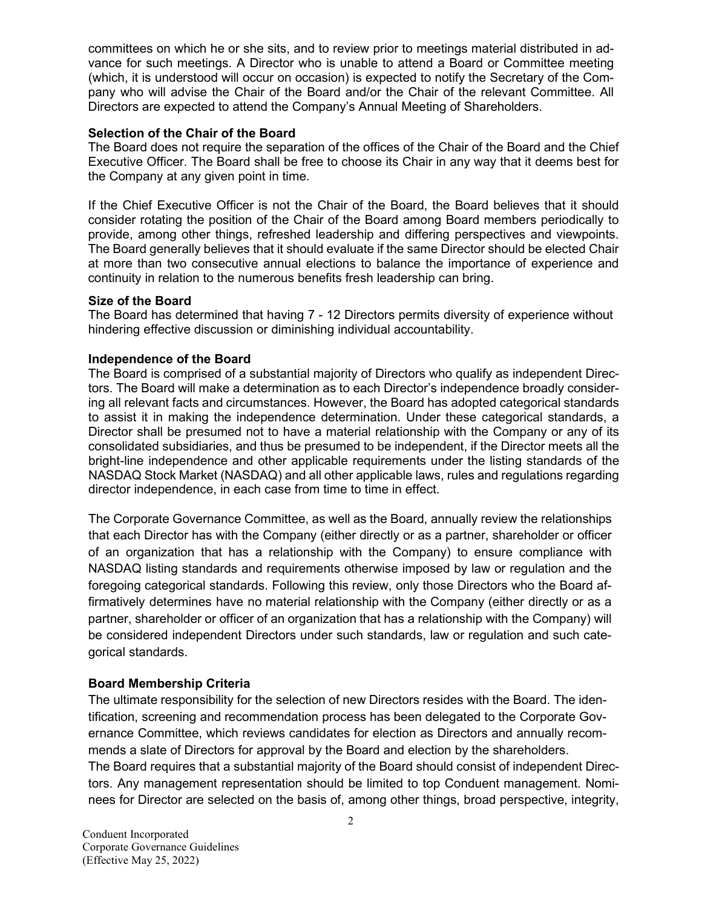committees on which he or she sits, and to review prior to meetings material distributed in advance for such meetings. A Director who is unable to attend a Board or Committee meeting (which, it is understood will occur on occasion) is expected to notify the Secretary of the Company who will advise the Chair of the Board and/or the Chair of the relevant Committee. All Directors are expected to attend the Company's Annual Meeting of Shareholders.

**Selection of the Chair of the Board**

The Board does not require the separation of the offices of the Chair of the Board and the Chief Executive Officer. The Board shall be free to choose its Chair in any way that it deems best for the Company at any given point in time.

If the Chief Executive Officer is not the Chair of the Board, the Board believes that it should consider rotating the position of the Chair of the Board among Board members periodically to provide, among other things, refreshed leadership and differing perspectives and viewpoints. The Board generally believes that it should evaluate if the same Director should be elected Chair at more than two consecutive annual elections to balance the importance of experience and continuity in relation to the numerous benefits fresh leadership can bring.

**Size of the Board**

The Board has determined that having 7 - 12 Directors permits diversity of experience without hindering effective discussion or diminishing individual accountability.

**Independence of the Board**

The Board is comprised of a substantial majority of Directors who qualify as independent Directors. The Board will make a determination as to each Director's independence broadly considering all relevant facts and circumstances. However, the Board has adopted categorical standards to assist it in making the independence determination. Under these categorical standards, a Director shall be presumed not to have a material relationship with the Company or any of its consolidated subsidiaries, and thus be presumed to be independent, if the Director meets all the bright-line independence and other applicable requirements under the listing standards of the NASDAQ Stock Market (NASDAQ) and all other applicable laws, rules and regulations regarding director independence, in each case from time to time in effect.

The Corporate Governance Committee, as well as the Board, annually review the relationships that each Director has with the Company (either directly or as a partner, shareholder or officer of an organization that has a relationship with the Company) to ensure compliance with NASDAQ listing standards and requirements otherwise imposed by law or regulation and the foregoing categorical standards. Following this review, only those Directors who the Board affirmatively determines have no material relationship with the Company (either directly or as a partner, shareholder or officer of an organization that has a relationship with the Company) will be considered independent Directors under such standards, law or regulation and such categorical standards.

**Board Membership Criteria**

The ultimate responsibility for the selection of new Directors resides with the Board. The identification, screening and recommendation process has been delegated to the Corporate Governance Committee, which reviews candidates for election as Directors and annually recommends a slate of Directors for approval by the Board and election by the shareholders.

The Board requires that a substantial majority of the Board should consist of independent Directors. Any management representation should be limited to top Conduent management. Nominees for Director are selected on the basis of, among other things, broad perspective, integrity,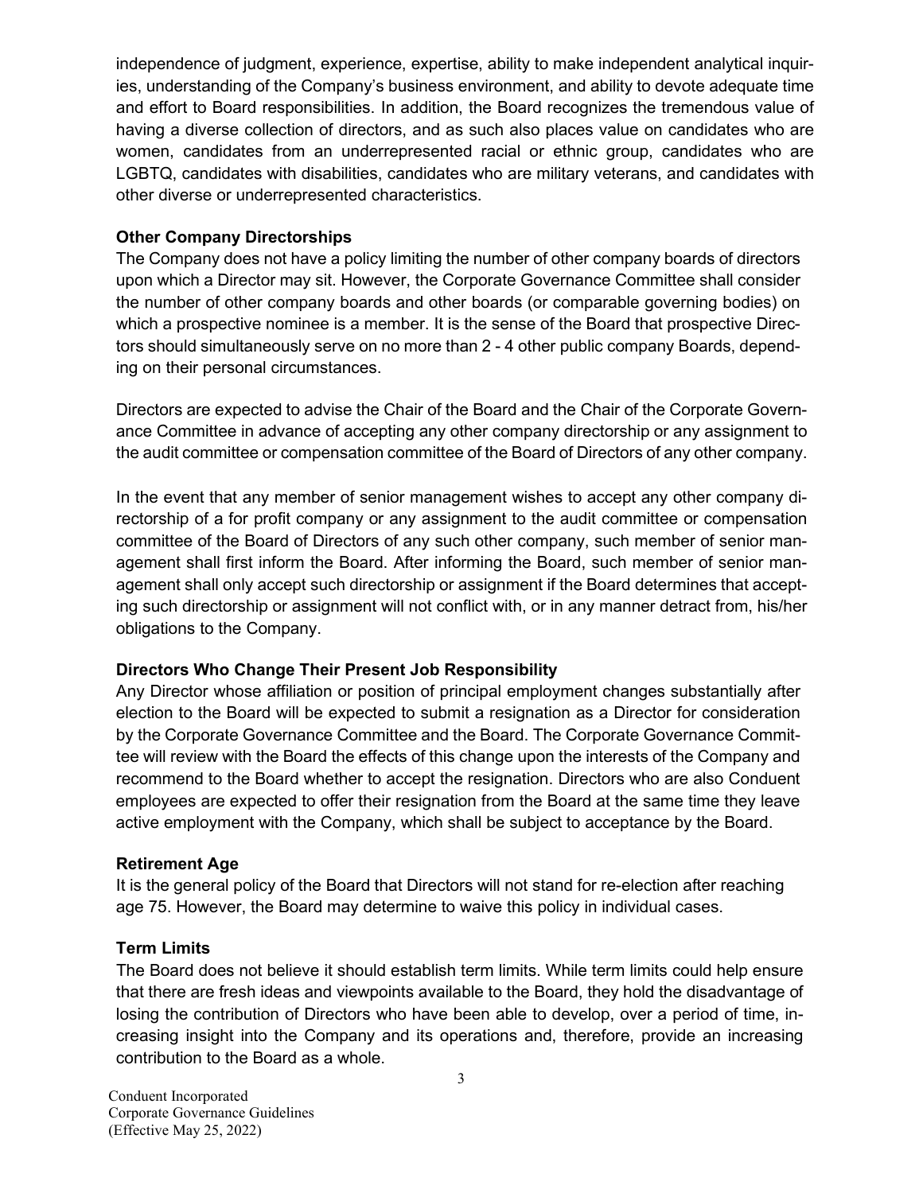independence of judgment, experience, expertise, ability to make independent analytical inquiries, understanding of the Company's business environment, and ability to devote adequate time and effort to Board responsibilities. In addition, the Board recognizes the tremendous value of having a diverse collection of directors, and as such also places value on candidates who are women, candidates from an underrepresented racial or ethnic group, candidates who are LGBTQ, candidates with disabilities, candidates who are military veterans, and candidates with other diverse or underrepresented characteristics.

**Other Company Directorships**

The Company does not have a policy limiting the number of other company boards of directors upon which a Director may sit. However, the Corporate Governance Committee shall consider the number of other company boards and other boards (or comparable governing bodies) on which a prospective nominee is a member. It is the sense of the Board that prospective Directors should simultaneously serve on no more than 2 - 4 other public company Boards, depending on their personal circumstances.

Directors are expected to advise the Chair of the Board and the Chair of the Corporate Governance Committee in advance of accepting any other company directorship or any assignment to the audit committee or compensation committee of the Board of Directors of any other company.

In the event that any member of senior management wishes to accept any other company directorship of a for profit company or any assignment to the audit committee or compensation committee of the Board of Directors of any such other company, such member of senior management shall first inform the Board. After informing the Board, such member of senior management shall only accept such directorship or assignment if the Board determines that accepting such directorship or assignment will not conflict with, or in any manner detract from, his/her obligations to the Company.

**Directors Who Change Their Present Job Responsibility**

Any Director whose affiliation or position of principal employment changes substantially after election to the Board will be expected to submit a resignation as a Director for consideration by the Corporate Governance Committee and the Board. The Corporate Governance Committee will review with the Board the effects of this change upon the interests of the Company and recommend to the Board whether to accept the resignation. Directors who are also Conduent employees are expected to offer their resignation from the Board at the same time they leave active employment with the Company, which shall be subject to acceptance by the Board.

**Retirement Age**

It is the general policy of the Board that Directors will not stand for re-election after reaching age 75. However, the Board may determine to waive this policy in individual cases.

**Term Limits**

The Board does not believe it should establish term limits. While term limits could help ensure that there are fresh ideas and viewpoints available to the Board, they hold the disadvantage of losing the contribution of Directors who have been able to develop, over a period of time, increasing insight into the Company and its operations and, therefore, provide an increasing contribution to the Board as a whole.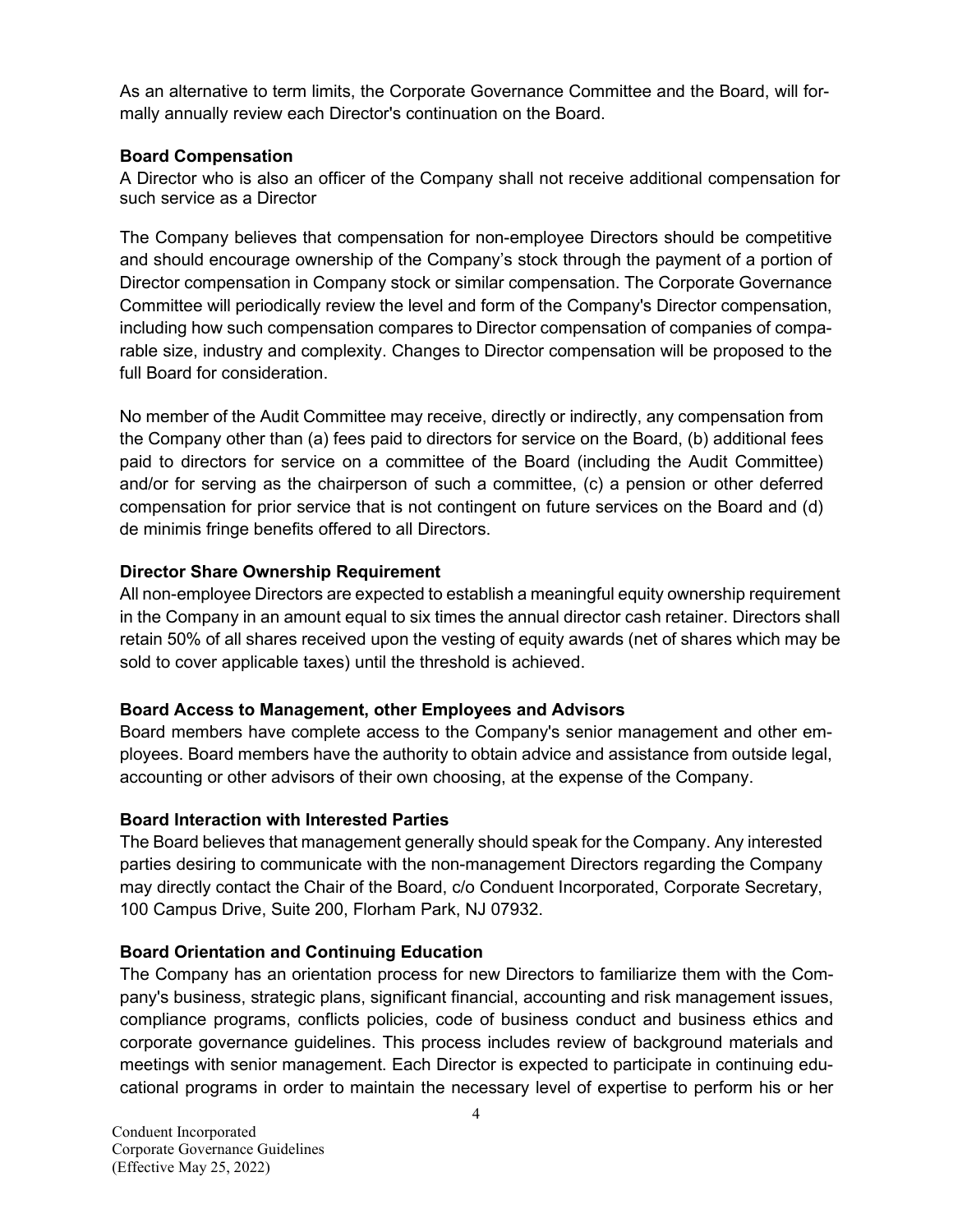As an alternative to term limits, the Corporate Governance Committee and the Board, will formally annually review each Director's continuation on the Board.

**Board Compensation**

A Director who is also an officer of the Company shall not receive additional compensation for such service as a Director

The Company believes that compensation for non-employee Directors should be competitive and should encourage ownership of the Company's stock through the payment of a portion of Director compensation in Company stock or similar compensation. The Corporate Governance Committee will periodically review the level and form of the Company's Director compensation, including how such compensation compares to Director compensation of companies of comparable size, industry and complexity. Changes to Director compensation will be proposed to the full Board for consideration.

No member of the Audit Committee may receive, directly or indirectly, any compensation from the Company other than (a) fees paid to directors for service on the Board, (b) additional fees paid to directors for service on a committee of the Board (including the Audit Committee) and/or for serving as the chairperson of such a committee, (c) a pension or other deferred compensation for prior service that is not contingent on future services on the Board and (d) de minimis fringe benefits offered to all Directors.

**Director Share Ownership Requirement**

All non-employee Directors are expected to establish a meaningful equity ownership requirement in the Company in an amount equal to six times the annual director cash retainer. Directors shall retain 50% of all shares received upon the vesting of equity awards (net of shares which may be sold to cover applicable taxes) until the threshold is achieved.

**Board Access to Management, other Employees and Advisors**

Board members have complete access to the Company's senior management and other employees. Board members have the authority to obtain advice and assistance from outside legal, accounting or other advisors of their own choosing, at the expense of the Company.

**Board Interaction with Interested Parties**

The Board believes that management generally should speak for the Company. Any interested parties desiring to communicate with the non-management Directors regarding the Company may directly contact the Chair of the Board, c/o Conduent Incorporated, Corporate Secretary, 100 Campus Drive, Suite 200, Florham Park, NJ 07932.

**Board Orientation and Continuing Education**

The Company has an orientation process for new Directors to familiarize them with the Company's business, strategic plans, significant financial, accounting and risk management issues, compliance programs, conflicts policies, code of business conduct and business ethics and corporate governance guidelines. This process includes review of background materials and meetings with senior management. Each Director is expected to participate in continuing educational programs in order to maintain the necessary level of expertise to perform his or her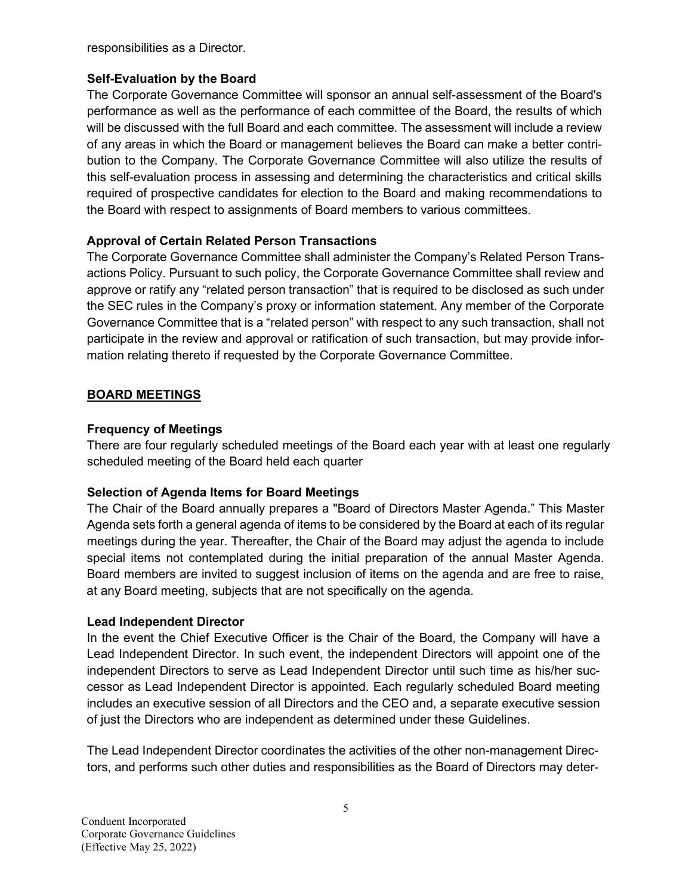responsibilities as a Director.

**Self-Evaluation by the Board**

The Corporate Governance Committee will sponsor an annual self-assessment of the Board's performance as well as the performance of each committee of the Board, the results of which will be discussed with the full Board and each committee. The assessment will include a review of any areas in which the Board or management believes the Board can make a better contribution to the Company. The Corporate Governance Committee will also utilize the results of this self-evaluation process in assessing and determining the characteristics and critical skills required of prospective candidates for election to the Board and making recommendations to the Board with respect to assignments of Board members to various committees.

**Approval of Certain Related Person Transactions**

The Corporate Governance Committee shall administer the Company's Related Person Transactions Policy. Pursuant to such policy, the Corporate Governance Committee shall review and approve or ratify any "related person transaction" that is required to be disclosed as such under the SEC rules in the Company's proxy or information statement. Any member of the Corporate Governance Committee that is a "related person" with respect to any such transaction, shall not participate in the review and approval or ratification of such transaction, but may provide information relating thereto if requested by the Corporate Governance Committee.

## BOARD MEETINGS

**Frequency of Meetings**

There are four regularly scheduled meetings of the Board each year with at least one regularly scheduled meeting of the Board held each quarter

**Selection of Agenda Items for Board Meetings**

The Chair of the Board annually prepares a "Board of Directors Master Agenda." This Master Agenda sets forth a general agenda of items to be considered by the Board at each of its regular meetings during the year. Thereafter, the Chair of the Board may adjust the agenda to include special items not contemplated during the initial preparation of the annual Master Agenda. Board members are invited to suggest inclusion of items on the agenda and are free to raise, at any Board meeting, subjects that are not specifically on the agenda.

**Lead Independent Director**

In the event the Chief Executive Officer is the Chair of the Board, the Company will have a Lead Independent Director. In such event, the independent Directors will appoint one of the independent Directors to serve as Lead Independent Director until such time as his/her successor as Lead Independent Director is appointed. Each regularly scheduled Board meeting includes an executive session of all Directors and the CEO and, a separate executive session of just the Directors who are independent as determined under these Guidelines.

The Lead Independent Director coordinates the activities of the other non-management Directors, and performs such other duties and responsibilities as the Board of Directors may deter-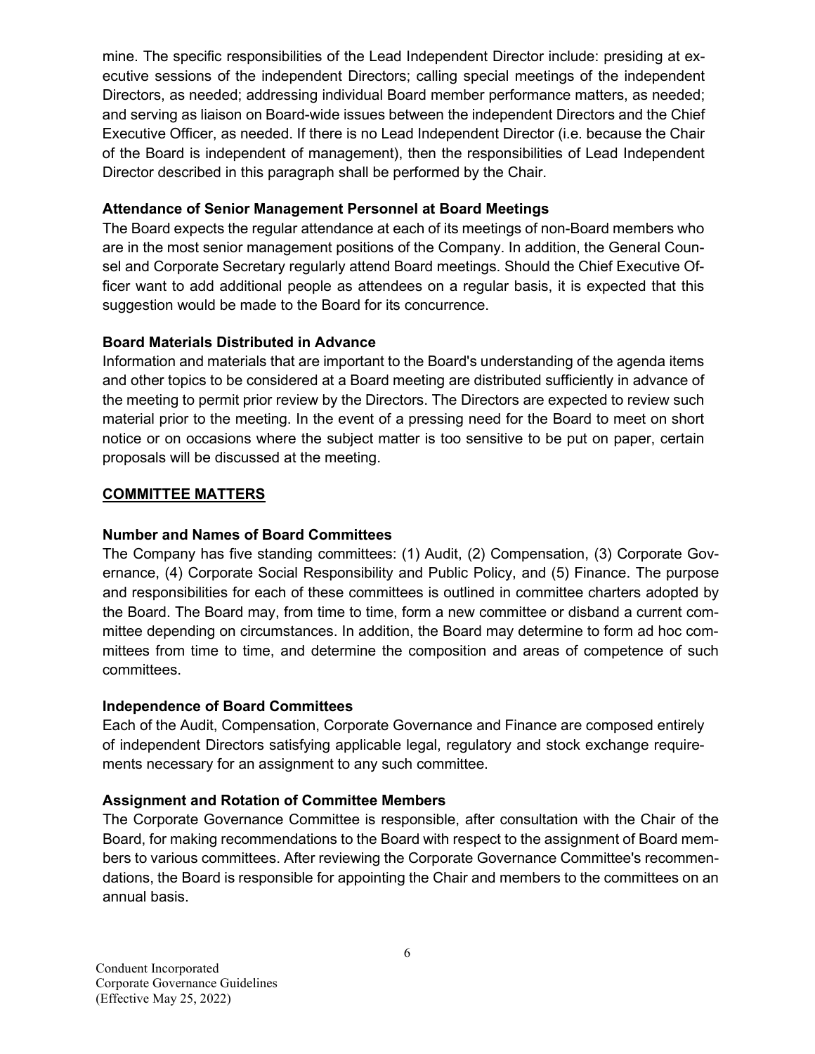mine. The specific responsibilities of the Lead Independent Director include: presiding at executive sessions of the independent Directors; calling special meetings of the independent Directors, as needed; addressing individual Board member performance matters, as needed; and serving as liaison on Board-wide issues between the independent Directors and the Chief Executive Officer, as needed. If there is no Lead Independent Director (i.e. because the Chair of the Board is independent of management), then the responsibilities of Lead Independent Director described in this paragraph shall be performed by the Chair.

**Attendance of Senior Management Personnel at Board Meetings**

The Board expects the regular attendance at each of its meetings of non-Board members who are in the most senior management positions of the Company. In addition, the General Counsel and Corporate Secretary regularly attend Board meetings. Should the Chief Executive Officer want to add additional people as attendees on a regular basis, it is expected that this suggestion would be made to the Board for its concurrence.

**Board Materials Distributed in Advance**

Information and materials that are important to the Board's understanding of the agenda items and other topics to be considered at a Board meeting are distributed sufficiently in advance of the meeting to permit prior review by the Directors. The Directors are expected to review such material prior to the meeting. In the event of a pressing need for the Board to meet on short notice or on occasions where the subject matter is too sensitive to be put on paper, certain proposals will be discussed at the meeting.

## COMMITTEE MATTERS

**Number and Names of Board Committees**

The Company has five standing committees: (1) Audit, (2) Compensation, (3) Corporate Governance, (4) Corporate Social Responsibility and Public Policy, and (5) Finance. The purpose and responsibilities for each of these committees is outlined in committee charters adopted by the Board. The Board may, from time to time, form a new committee or disband a current committee depending on circumstances. In addition, the Board may determine to form ad hoc committees from time to time, and determine the composition and areas of competence of such committees.

**Independence of Board Committees**

Each of the Audit, Compensation, Corporate Governance and Finance are composed entirely of independent Directors satisfying applicable legal, regulatory and stock exchange requirements necessary for an assignment to any such committee.

**Assignment and Rotation of Committee Members**

The Corporate Governance Committee is responsible, after consultation with the Chair of the Board, for making recommendations to the Board with respect to the assignment of Board members to various committees. After reviewing the Corporate Governance Committee's recommendations, the Board is responsible for appointing the Chair and members to the committees on an annual basis.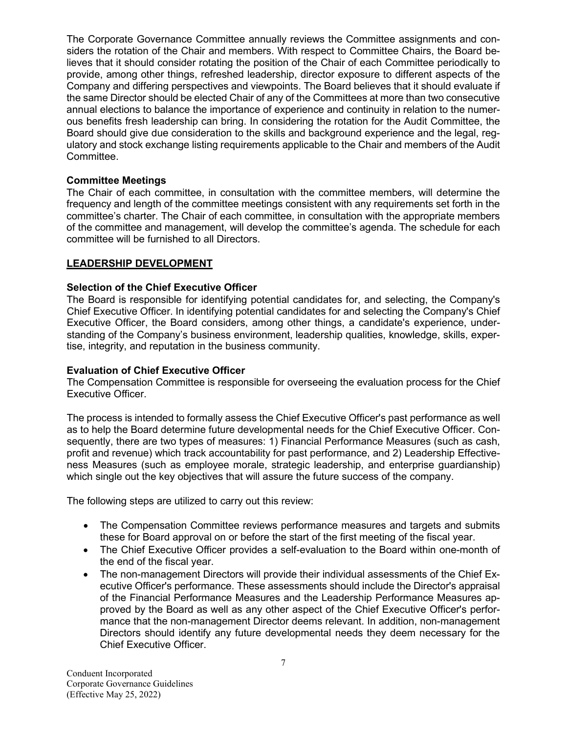The Corporate Governance Committee annually reviews the Committee assignments and considers the rotation of the Chair and members. With respect to Committee Chairs, the Board believes that it should consider rotating the position of the Chair of each Committee periodically to provide, among other things, refreshed leadership, director exposure to different aspects of the Company and differing perspectives and viewpoints. The Board believes that it should evaluate if the same Director should be elected Chair of any of the Committees at more than two consecutive annual elections to balance the importance of experience and continuity in relation to the numerous benefits fresh leadership can bring. In considering the rotation for the Audit Committee, the Board should give due consideration to the skills and background experience and the legal, regulatory and stock exchange listing requirements applicable to the Chair and members of the Audit Committee.

### Committee Meetings

The Chair of each committee, in consultation with the committee members, will determine the frequency and length of the committee meetings consistent with any requirements set forth in the committee's charter. The Chair of each committee, in consultation with the appropriate members of the committee and management, will develop the committee's agenda. The schedule for each committee will be furnished to all Directors.

## LEADERSHIP DEVELOPMENT

### Selection of the Chief Executive Officer

The Board is responsible for identifying potential candidates for, and selecting, the Company's Chief Executive Officer. In identifying potential candidates for and selecting the Company's Chief Executive Officer, the Board considers, among other things, a candidate's experience, understanding of the Company's business environment, leadership qualities, knowledge, skills, expertise, integrity, and reputation in the business community.

### Evaluation of Chief Executive Officer

The Compensation Committee is responsible for overseeing the evaluation process for the Chief Executive Officer.

The process is intended to formally assess the Chief Executive Officer's past performance as well as to help the Board determine future developmental needs for the Chief Executive Officer. Consequently, there are two types of measures: 1) Financial Performance Measures (such as cash, profit and revenue) which track accountability for past performance, and 2) Leadership Effectiveness Measures (such as employee morale, strategic leadership, and enterprise guardianship) which single out the key objectives that will assure the future success of the company.

The following steps are utilized to carry out this review:

- The Compensation Committee reviews performance measures and targets and submits these for Board approval on or before the start of the first meeting of the fiscal year.
- The Chief Executive Officer provides a self-evaluation to the Board within one-month of the end of the fiscal year.
- The non-management Directors will provide their individual assessments of the Chief Executive Officer's performance. These assessments should include the Director's appraisal of the Financial Performance Measures and the Leadership Performance Measures approved by the Board as well as any other aspect of the Chief Executive Officer's performance that the non-management Director deems relevant. In addition, non-management Directors should identify any future developmental needs they deem necessary for the Chief Executive Officer.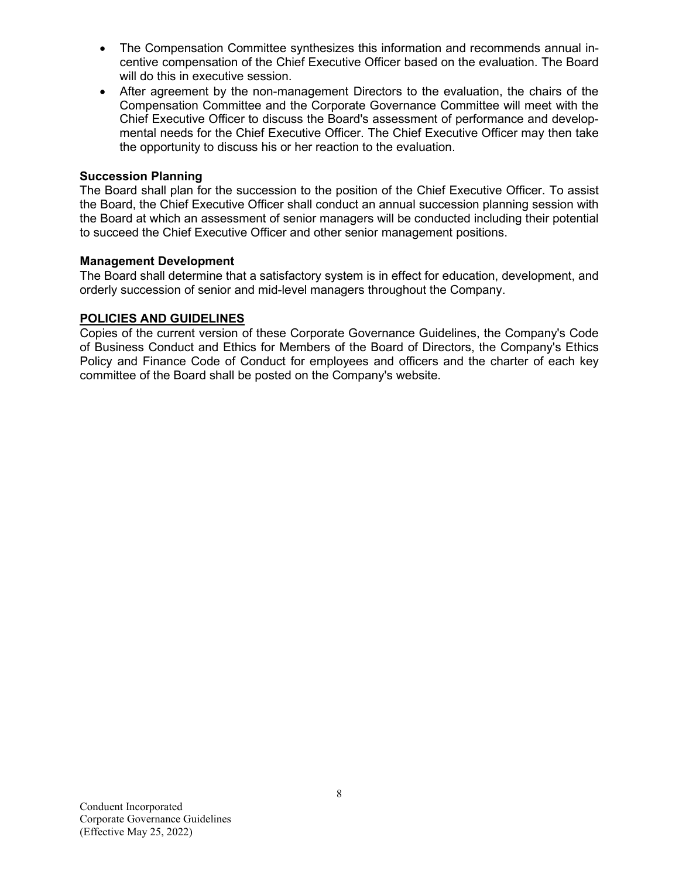- The Compensation Committee synthesizes this information and recommends annual incentive compensation of the Chief Executive Officer based on the evaluation. The Board will do this in executive session.
- After agreement by the non-management Directors to the evaluation, the chairs of the Compensation Committee and the Corporate Governance Committee will meet with the Chief Executive Officer to discuss the Board's assessment of performance and developmental needs for the Chief Executive Officer. The Chief Executive Officer may then take the opportunity to discuss his or her reaction to the evaluation.

**Succession Planning**
The Board shall plan for the succession to the position of the Chief Executive Officer. To assist the Board, the Chief Executive Officer shall conduct an annual succession planning session with the Board at which an assessment of senior managers will be conducted including their potential to succeed the Chief Executive Officer and other senior management positions.

**Management Development**
The Board shall determine that a satisfactory system is in effect for education, development, and orderly succession of senior and mid-level managers throughout the Company.

## POLICIES AND GUIDELINES

Copies of the current version of these Corporate Governance Guidelines, the Company's Code of Business Conduct and Ethics for Members of the Board of Directors, the Company's Ethics Policy and Finance Code of Conduct for employees and officers and the charter of each key committee of the Board shall be posted on the Company's website.